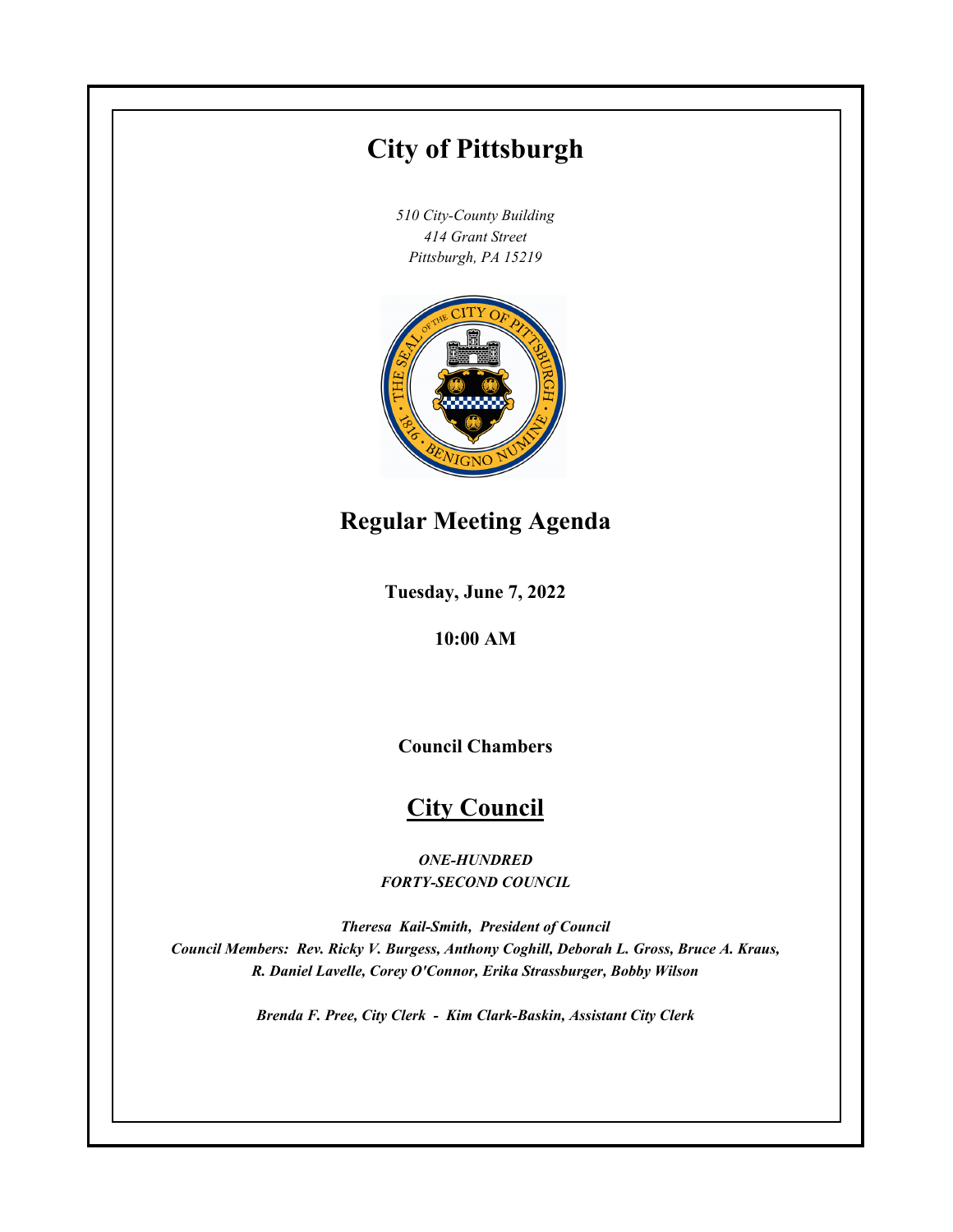# City of Pittsburgh

*510 City-County Building*
*414 Grant Street*
*Pittsburgh, PA 15219*

## Regular Meeting Agenda

**Tuesday, June 7, 2022**

**10:00 AM**

**Council Chambers**

## City Council

***ONE-HUNDRED***
***FORTY-SECOND COUNCIL***

***Theresa Kail-Smith, President of Council***
***Council Members: Rev. Ricky V. Burgess, Anthony Coghill, Deborah L. Gross, Bruce A. Kraus, R. Daniel Lavelle, Corey O'Connor, Erika Strassburger, Bobby Wilson***

***Brenda F. Pree, City Clerk - Kim Clark-Baskin, Assistant City Clerk***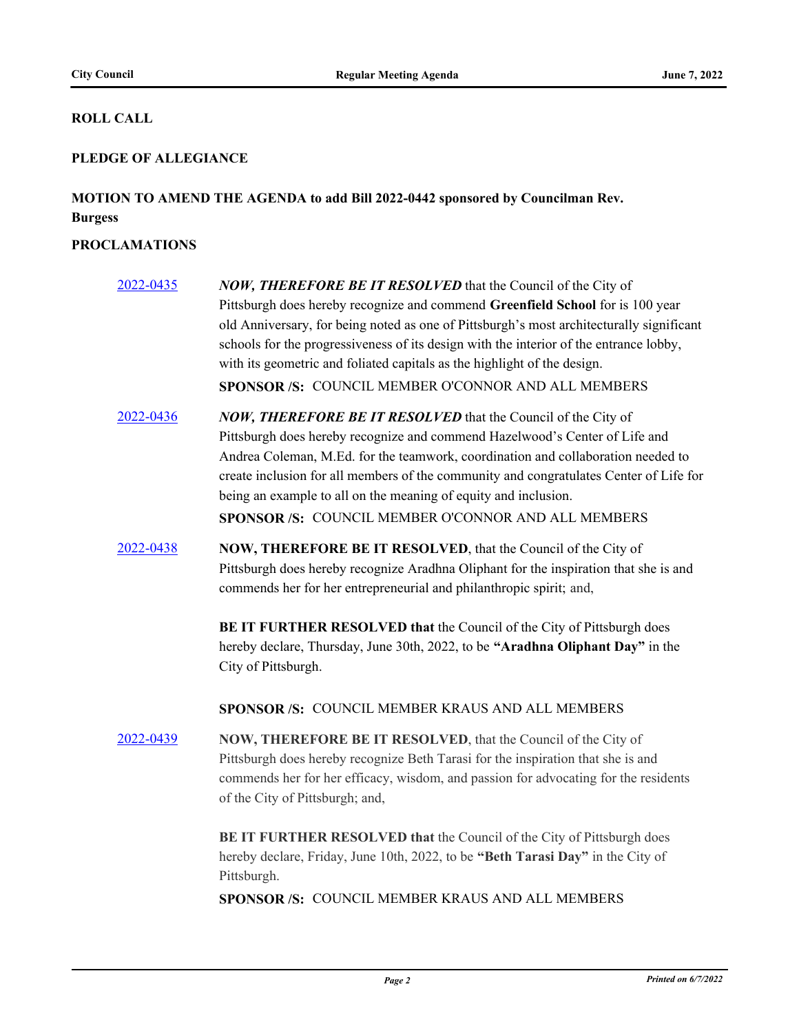**ROLL CALL**

**PLEDGE OF ALLEGIANCE**

**MOTION TO AMEND THE AGENDA to add Bill 2022-0442 sponsored by Councilman Rev. Burgess**

**PROCLAMATIONS**

[2022-0435](2022-0435) ***NOW, THEREFORE BE IT RESOLVED*** that the Council of the City of Pittsburgh does hereby recognize and commend **Greenfield School** for is 100 year old Anniversary, for being noted as one of Pittsburgh's most architecturally significant schools for the progressiveness of its design with the interior of the entrance lobby, with its geometric and foliated capitals as the highlight of the design.

**SPONSOR /S:** COUNCIL MEMBER O'CONNOR AND ALL MEMBERS

[2022-0436](2022-0436) ***NOW, THEREFORE BE IT RESOLVED*** that the Council of the City of Pittsburgh does hereby recognize and commend Hazelwood's Center of Life and Andrea Coleman, M.Ed. for the teamwork, coordination and collaboration needed to create inclusion for all members of the community and congratulates Center of Life for being an example to all on the meaning of equity and inclusion.

**SPONSOR /S:** COUNCIL MEMBER O'CONNOR AND ALL MEMBERS

[2022-0438](2022-0438) **NOW, THEREFORE BE IT RESOLVED**, that the Council of the City of Pittsburgh does hereby recognize Aradhna Oliphant for the inspiration that she is and commends her for her entrepreneurial and philanthropic spirit; and,

**BE IT FURTHER RESOLVED that** the Council of the City of Pittsburgh does hereby declare, Thursday, June 30th, 2022, to be **"Aradhna Oliphant Day"** in the City of Pittsburgh.

**SPONSOR /S:** COUNCIL MEMBER KRAUS AND ALL MEMBERS

[2022-0439](2022-0439) **NOW, THEREFORE BE IT RESOLVED**, that the Council of the City of Pittsburgh does hereby recognize Beth Tarasi for the inspiration that she is and commends her for her efficacy, wisdom, and passion for advocating for the residents of the City of Pittsburgh; and,

**BE IT FURTHER RESOLVED that** the Council of the City of Pittsburgh does hereby declare, Friday, June 10th, 2022, to be **"Beth Tarasi Day"** in the City of Pittsburgh.

**SPONSOR /S:** COUNCIL MEMBER KRAUS AND ALL MEMBERS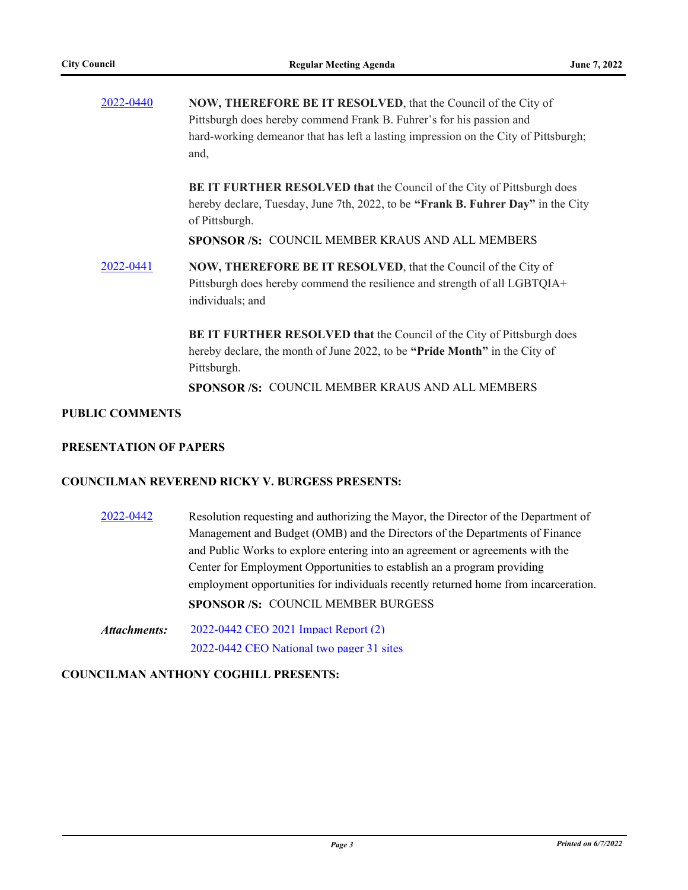2022-0440 **NOW, THEREFORE BE IT RESOLVED**, that the Council of the City of Pittsburgh does hereby commend Frank B. Fuhrer's for his passion and hard-working demeanor that has left a lasting impression on the City of Pittsburgh; and,

**BE IT FURTHER RESOLVED that** the Council of the City of Pittsburgh does hereby declare, Tuesday, June 7th, 2022, to be **"Frank B. Fuhrer Day"** in the City of Pittsburgh.

**SPONSOR /S:** COUNCIL MEMBER KRAUS AND ALL MEMBERS

2022-0441 **NOW, THEREFORE BE IT RESOLVED**, that the Council of the City of Pittsburgh does hereby commend the resilience and strength of all LGBTQIA+ individuals; and

**BE IT FURTHER RESOLVED that** the Council of the City of Pittsburgh does hereby declare, the month of June 2022, to be **"Pride Month"** in the City of Pittsburgh.

**SPONSOR /S:** COUNCIL MEMBER KRAUS AND ALL MEMBERS

**PUBLIC COMMENTS**

**PRESENTATION OF PAPERS**

**COUNCILMAN REVEREND RICKY V. BURGESS PRESENTS:**

2022-0442 Resolution requesting and authorizing the Mayor, the Director of the Department of Management and Budget (OMB) and the Directors of the Departments of Finance and Public Works to explore entering into an agreement or agreements with the Center for Employment Opportunities to establish an a program providing employment opportunities for individuals recently returned home from incarceration.

**SPONSOR /S:** COUNCIL MEMBER BURGESS

***Attachments:*** 2022-0442 CEO 2021 Impact Report (2)
2022-0442 CEO National two pager 31 sites

**COUNCILMAN ANTHONY COGHILL PRESENTS:**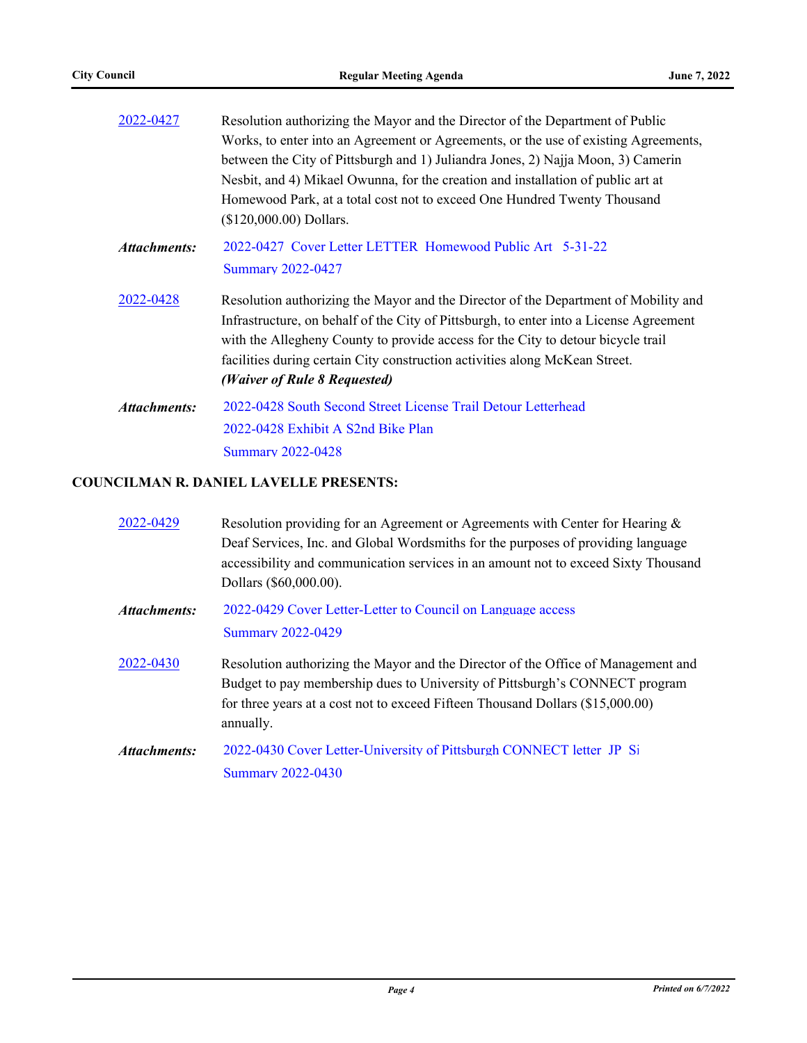2022-0427 Resolution authorizing the Mayor and the Director of the Department of Public Works, to enter into an Agreement or Agreements, or the use of existing Agreements, between the City of Pittsburgh and 1) Juliandra Jones, 2) Najja Moon, 3) Camerin Nesbit, and 4) Mikael Owunna, for the creation and installation of public art at Homewood Park, at a total cost not to exceed One Hundred Twenty Thousand ($120,000.00) Dollars.

***Attachments:*** 2022-0427 Cover Letter LETTER Homewood Public Art 5-31-22
Summary 2022-0427

2022-0428 Resolution authorizing the Mayor and the Director of the Department of Mobility and Infrastructure, on behalf of the City of Pittsburgh, to enter into a License Agreement with the Allegheny County to provide access for the City to detour bicycle trail facilities during certain City construction activities along McKean Street.
***(Waiver of Rule 8 Requested)***

***Attachments:*** 2022-0428 South Second Street License Trail Detour Letterhead
2022-0428 Exhibit A S2nd Bike Plan
Summary 2022-0428

**COUNCILMAN R. DANIEL LAVELLE PRESENTS:**

2022-0429 Resolution providing for an Agreement or Agreements with Center for Hearing & Deaf Services, Inc. and Global Wordsmiths for the purposes of providing language accessibility and communication services in an amount not to exceed Sixty Thousand Dollars ($60,000.00).

***Attachments:*** 2022-0429 Cover Letter-Letter to Council on Language access
Summary 2022-0429

2022-0430 Resolution authorizing the Mayor and the Director of the Office of Management and Budget to pay membership dues to University of Pittsburgh's CONNECT program for three years at a cost not to exceed Fifteen Thousand Dollars ($15,000.00) annually.

***Attachments:*** 2022-0430 Cover Letter-University of Pittsburgh CONNECT letter JP Si
Summary 2022-0430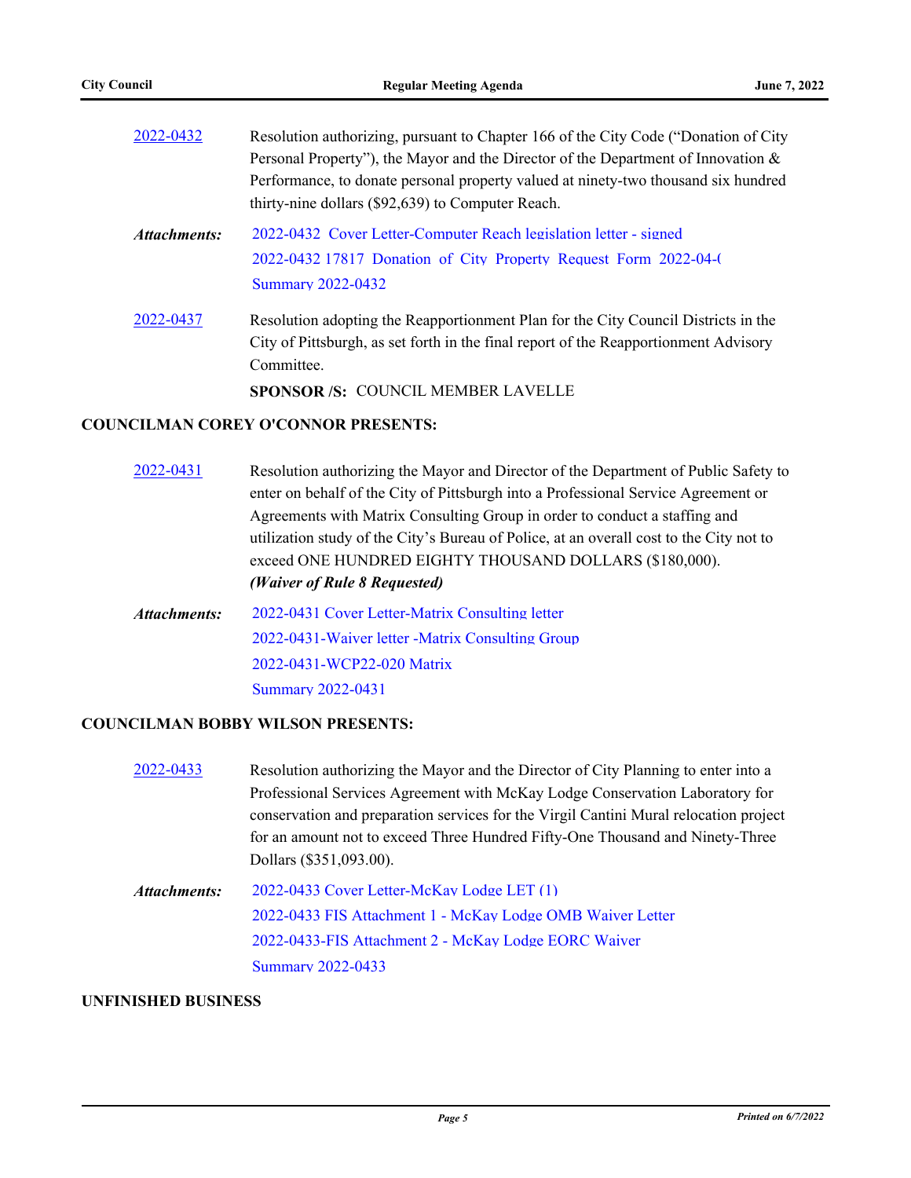2022-0432 Resolution authorizing, pursuant to Chapter 166 of the City Code ("Donation of City Personal Property"), the Mayor and the Director of the Department of Innovation & Performance, to donate personal property valued at ninety-two thousand six hundred thirty-nine dollars ($92,639) to Computer Reach.

*Attachments:* 2022-0432 Cover Letter-Computer Reach legislation letter - signed
2022-0432 17817 Donation of City Property Request Form 2022-04-(
Summary 2022-0432

2022-0437 Resolution adopting the Reapportionment Plan for the City Council Districts in the City of Pittsburgh, as set forth in the final report of the Reapportionment Advisory Committee.

**SPONSOR /S:** COUNCIL MEMBER LAVELLE

**COUNCILMAN COREY O'CONNOR PRESENTS:**

2022-0431 Resolution authorizing the Mayor and Director of the Department of Public Safety to enter on behalf of the City of Pittsburgh into a Professional Service Agreement or Agreements with Matrix Consulting Group in order to conduct a staffing and utilization study of the City's Bureau of Police, at an overall cost to the City not to exceed ONE HUNDRED EIGHTY THOUSAND DOLLARS ($180,000).
***(Waiver of Rule 8 Requested)***

*Attachments:* 2022-0431 Cover Letter-Matrix Consulting letter
2022-0431-Waiver letter -Matrix Consulting Group
2022-0431-WCP22-020 Matrix
Summary 2022-0431

**COUNCILMAN BOBBY WILSON PRESENTS:**

2022-0433 Resolution authorizing the Mayor and the Director of City Planning to enter into a Professional Services Agreement with McKay Lodge Conservation Laboratory for conservation and preparation services for the Virgil Cantini Mural relocation project for an amount not to exceed Three Hundred Fifty-One Thousand and Ninety-Three Dollars ($351,093.00).

*Attachments:* 2022-0433 Cover Letter-McKay Lodge LET (1)
2022-0433 FIS Attachment 1 - McKay Lodge OMB Waiver Letter
2022-0433-FIS Attachment 2 - McKay Lodge EORC Waiver
Summary 2022-0433

**UNFINISHED BUSINESS**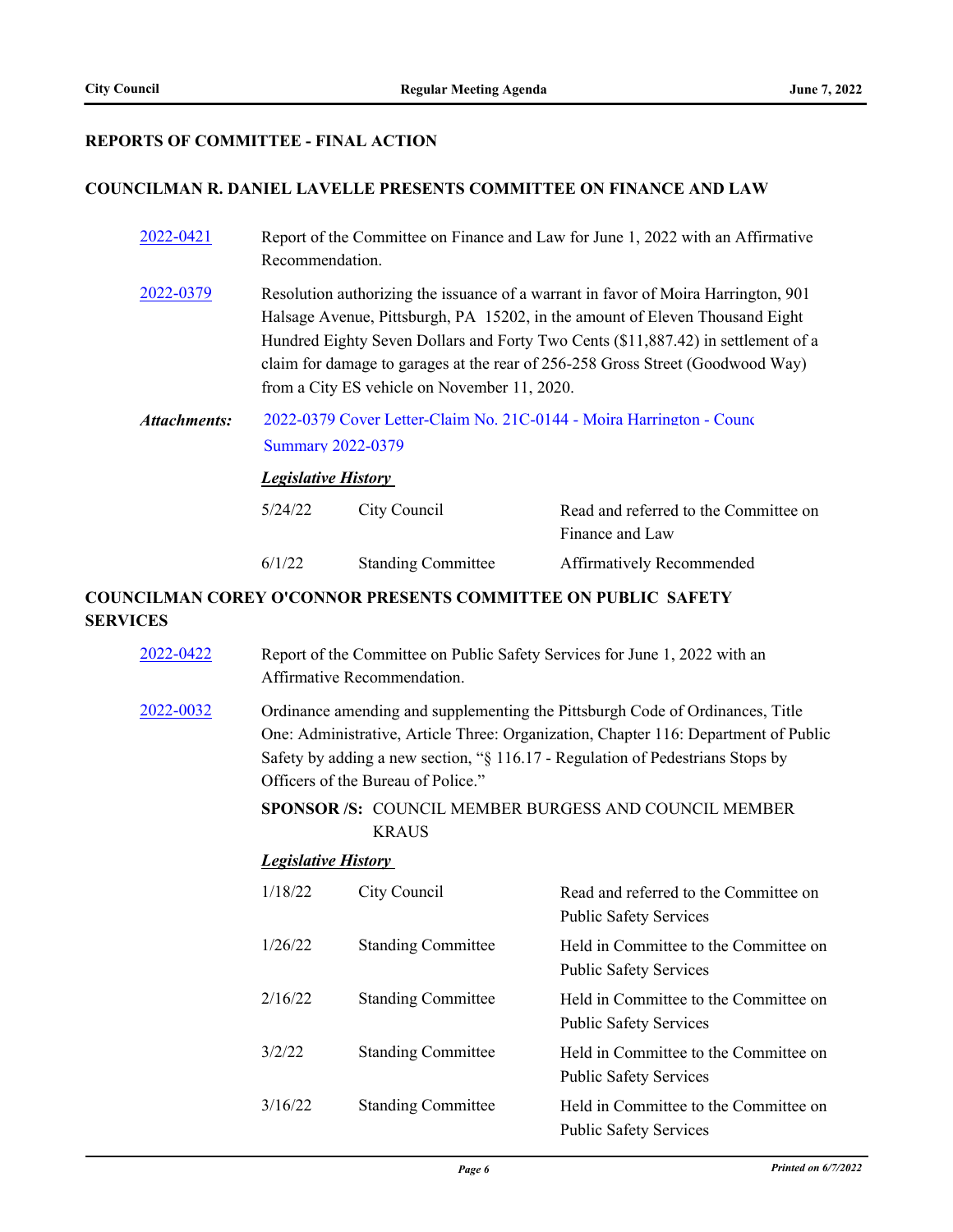## REPORTS OF COMMITTEE - FINAL ACTION

### COUNCILMAN R. DANIEL LAVELLE PRESENTS COMMITTEE ON FINANCE AND LAW

**2022-0421** Report of the Committee on Finance and Law for June 1, 2022 with an Affirmative Recommendation.

**2022-0379** Resolution authorizing the issuance of a warrant in favor of Moira Harrington, 901 Halsage Avenue, Pittsburgh, PA 15202, in the amount of Eleven Thousand Eight Hundred Eighty Seven Dollars and Forty Two Cents ($11,887.42) in settlement of a claim for damage to garages at the rear of 256-258 Gross Street (Goodwood Way) from a City ES vehicle on November 11, 2020.

***Attachments:*** 2022-0379 Cover Letter-Claim No. 21C-0144 - Moira Harrington - Counc
Summary 2022-0379

***Legislative History***

| | | |
|---|---|---|
| 5/24/22 | City Council | Read and referred to the Committee on Finance and Law |
| 6/1/22 | Standing Committee | Affirmatively Recommended |

### COUNCILMAN COREY O'CONNOR PRESENTS COMMITTEE ON PUBLIC SAFETY SERVICES

**2022-0422** Report of the Committee on Public Safety Services for June 1, 2022 with an Affirmative Recommendation.

**2022-0032** Ordinance amending and supplementing the Pittsburgh Code of Ordinances, Title One: Administrative, Article Three: Organization, Chapter 116: Department of Public Safety by adding a new section, "§ 116.17 - Regulation of Pedestrians Stops by Officers of the Bureau of Police."

**SPONSOR /S:** COUNCIL MEMBER BURGESS AND COUNCIL MEMBER KRAUS

***Legislative History***

| | | |
|---|---|---|
| 1/18/22 | City Council | Read and referred to the Committee on Public Safety Services |
| 1/26/22 | Standing Committee | Held in Committee to the Committee on Public Safety Services |
| 2/16/22 | Standing Committee | Held in Committee to the Committee on Public Safety Services |
| 3/2/22 | Standing Committee | Held in Committee to the Committee on Public Safety Services |
| 3/16/22 | Standing Committee | Held in Committee to the Committee on Public Safety Services |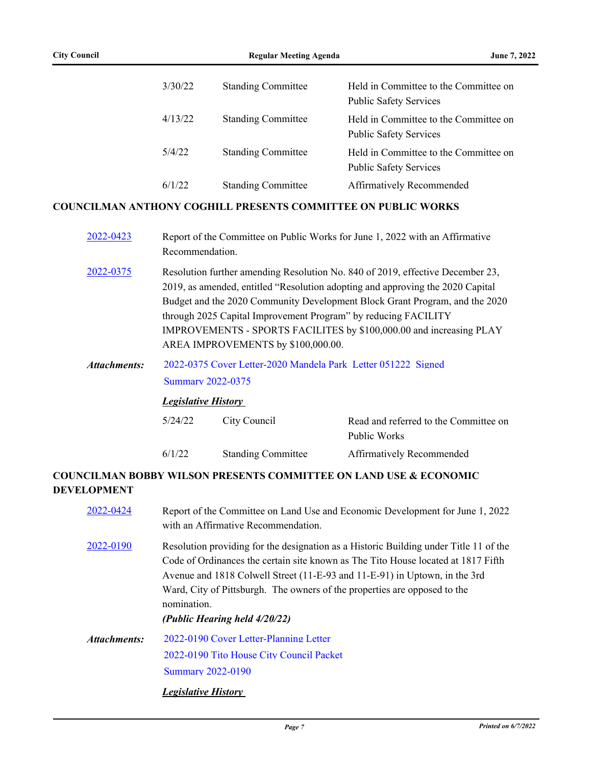| | | |
|---|---|---|
| 3/30/22 | Standing Committee | Held in Committee to the Committee on Public Safety Services |
| 4/13/22 | Standing Committee | Held in Committee to the Committee on Public Safety Services |
| 5/4/22 | Standing Committee | Held in Committee to the Committee on Public Safety Services |
| 6/1/22 | Standing Committee | Affirmatively Recommended |

**COUNCILMAN ANTHONY COGHILL PRESENTS COMMITTEE ON PUBLIC WORKS**

2022-0423 Report of the Committee on Public Works for June 1, 2022 with an Affirmative Recommendation.

2022-0375 Resolution further amending Resolution No. 840 of 2019, effective December 23, 2019, as amended, entitled "Resolution adopting and approving the 2020 Capital Budget and the 2020 Community Development Block Grant Program, and the 2020 through 2025 Capital Improvement Program" by reducing FACILITY IMPROVEMENTS - SPORTS FACILITES by $100,000.00 and increasing PLAY AREA IMPROVEMENTS by $100,000.00.

***Attachments:*** 2022-0375 Cover Letter-2020 Mandela Park Letter 051222 Signed
Summary 2022-0375

***Legislative History***

| | | |
|---|---|---|
| 5/24/22 | City Council | Read and referred to the Committee on Public Works |
| 6/1/22 | Standing Committee | Affirmatively Recommended |

**COUNCILMAN BOBBY WILSON PRESENTS COMMITTEE ON LAND USE & ECONOMIC DEVELOPMENT**

2022-0424 Report of the Committee on Land Use and Economic Development for June 1, 2022 with an Affirmative Recommendation.

2022-0190 Resolution providing for the designation as a Historic Building under Title 11 of the Code of Ordinances the certain site known as The Tito House located at 1817 Fifth Avenue and 1818 Colwell Street (11-E-93 and 11-E-91) in Uptown, in the 3rd Ward, City of Pittsburgh. The owners of the properties are opposed to the nomination.
***(Public Hearing held 4/20/22)***

***Attachments:*** 2022-0190 Cover Letter-Planning Letter
2022-0190 Tito House City Council Packet
Summary 2022-0190

***Legislative History***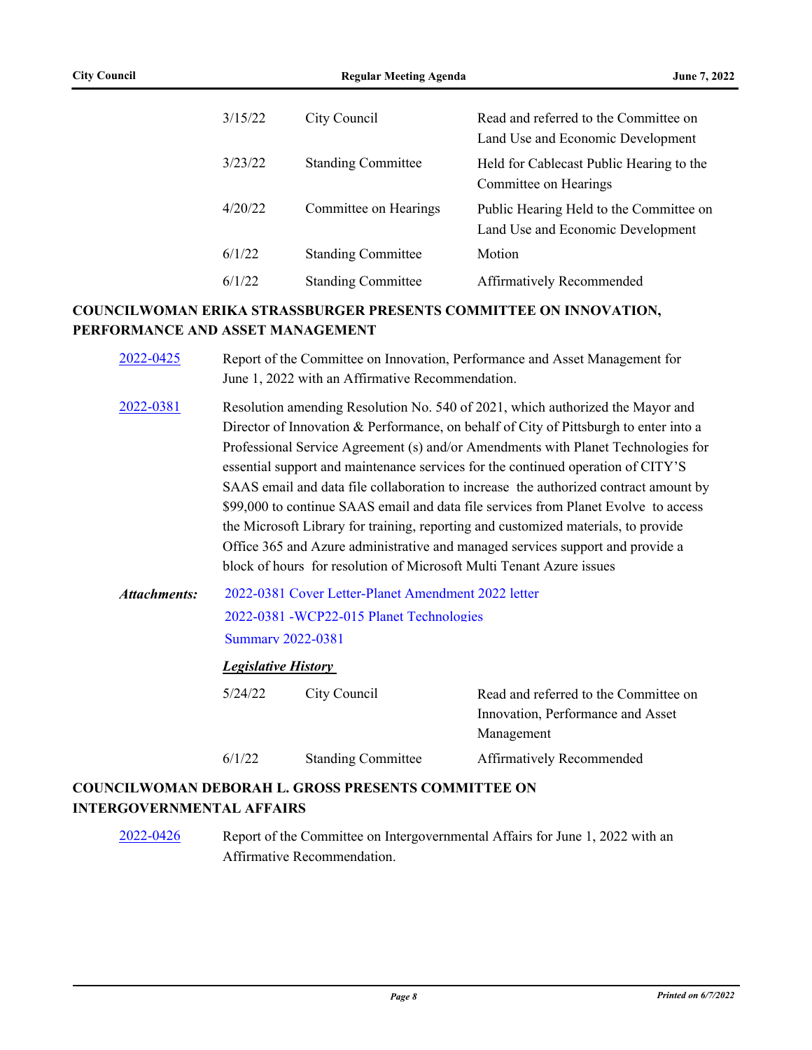| | | |
|---|---|---|
| 3/15/22 | City Council | Read and referred to the Committee on Land Use and Economic Development |
| 3/23/22 | Standing Committee | Held for Cablecast Public Hearing to the Committee on Hearings |
| 4/20/22 | Committee on Hearings | Public Hearing Held to the Committee on Land Use and Economic Development |
| 6/1/22 | Standing Committee | Motion |
| 6/1/22 | Standing Committee | Affirmatively Recommended |

## COUNCILWOMAN ERIKA STRASSBURGER PRESENTS COMMITTEE ON INNOVATION, PERFORMANCE AND ASSET MANAGEMENT

2022-0425 Report of the Committee on Innovation, Performance and Asset Management for June 1, 2022 with an Affirmative Recommendation.

2022-0381 Resolution amending Resolution No. 540 of 2021, which authorized the Mayor and Director of Innovation & Performance, on behalf of City of Pittsburgh to enter into a Professional Service Agreement (s) and/or Amendments with Planet Technologies for essential support and maintenance services for the continued operation of CITY'S SAAS email and data file collaboration to increase the authorized contract amount by $99,000 to continue SAAS email and data file services from Planet Evolve to access the Microsoft Library for training, reporting and customized materials, to provide Office 365 and Azure administrative and managed services support and provide a block of hours for resolution of Microsoft Multi Tenant Azure issues

***Attachments:*** 2022-0381 Cover Letter-Planet Amendment 2022 letter
2022-0381 -WCP22-015 Planet Technologies
Summary 2022-0381

***Legislative History***

| | | |
|---|---|---|
| 5/24/22 | City Council | Read and referred to the Committee on Innovation, Performance and Asset Management |
| 6/1/22 | Standing Committee | Affirmatively Recommended |

## COUNCILWOMAN DEBORAH L. GROSS PRESENTS COMMITTEE ON INTERGOVERNMENTAL AFFAIRS

2022-0426 Report of the Committee on Intergovernmental Affairs for June 1, 2022 with an Affirmative Recommendation.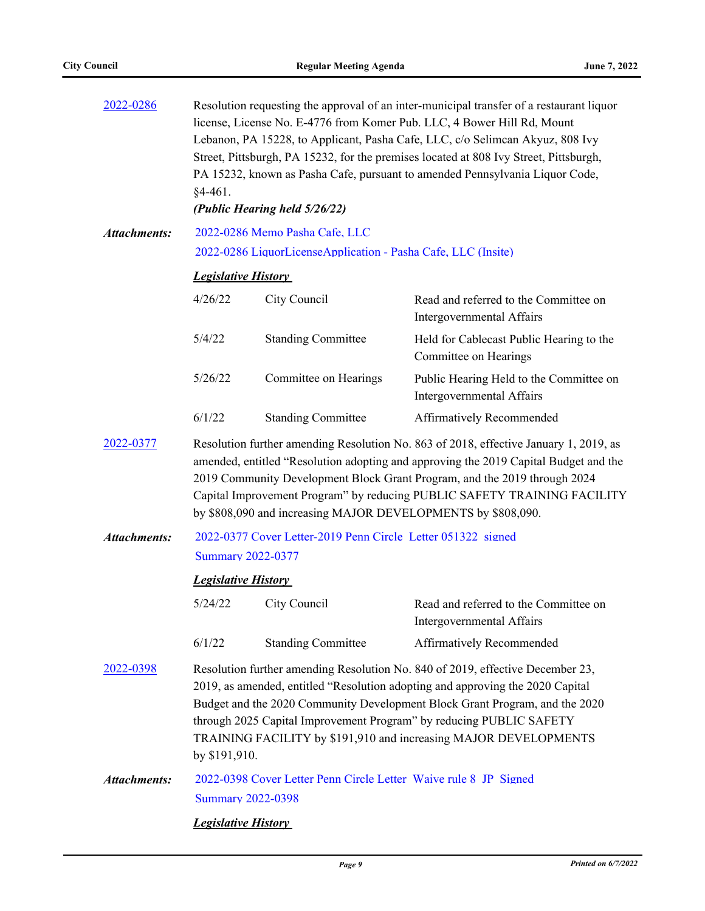**2022-0286** Resolution requesting the approval of an inter-municipal transfer of a restaurant liquor license, License No. E-4776 from Komer Pub. LLC, 4 Bower Hill Rd, Mount Lebanon, PA 15228, to Applicant, Pasha Cafe, LLC, c/o Selimcan Akyuz, 808 Ivy Street, Pittsburgh, PA 15232, for the premises located at 808 Ivy Street, Pittsburgh, PA 15232, known as Pasha Cafe, pursuant to amended Pennsylvania Liquor Code, §4-461.

***(Public Hearing held 5/26/22)***

***Attachments:*** 2022-0286 Memo Pasha Cafe, LLC
2022-0286 LiquorLicenseApplication - Pasha Cafe, LLC (Insite)

***Legislative History***

| | | |
|---|---|---|
| 4/26/22 | City Council | Read and referred to the Committee on Intergovernmental Affairs |
| 5/4/22 | Standing Committee | Held for Cablecast Public Hearing to the Committee on Hearings |
| 5/26/22 | Committee on Hearings | Public Hearing Held to the Committee on Intergovernmental Affairs |
| 6/1/22 | Standing Committee | Affirmatively Recommended |

**2022-0377** Resolution further amending Resolution No. 863 of 2018, effective January 1, 2019, as amended, entitled "Resolution adopting and approving the 2019 Capital Budget and the 2019 Community Development Block Grant Program, and the 2019 through 2024 Capital Improvement Program" by reducing PUBLIC SAFETY TRAINING FACILITY by $808,090 and increasing MAJOR DEVELOPMENTS by $808,090.

***Attachments:*** 2022-0377 Cover Letter-2019 Penn Circle Letter 051322 signed
Summary 2022-0377

***Legislative History***

| | | |
|---|---|---|
| 5/24/22 | City Council | Read and referred to the Committee on Intergovernmental Affairs |
| 6/1/22 | Standing Committee | Affirmatively Recommended |

**2022-0398** Resolution further amending Resolution No. 840 of 2019, effective December 23, 2019, as amended, entitled "Resolution adopting and approving the 2020 Capital Budget and the 2020 Community Development Block Grant Program, and the 2020 through 2025 Capital Improvement Program" by reducing PUBLIC SAFETY TRAINING FACILITY by $191,910 and increasing MAJOR DEVELOPMENTS by $191,910.

***Attachments:*** 2022-0398 Cover Letter Penn Circle Letter Waive rule 8 JP Signed
Summary 2022-0398

***Legislative History***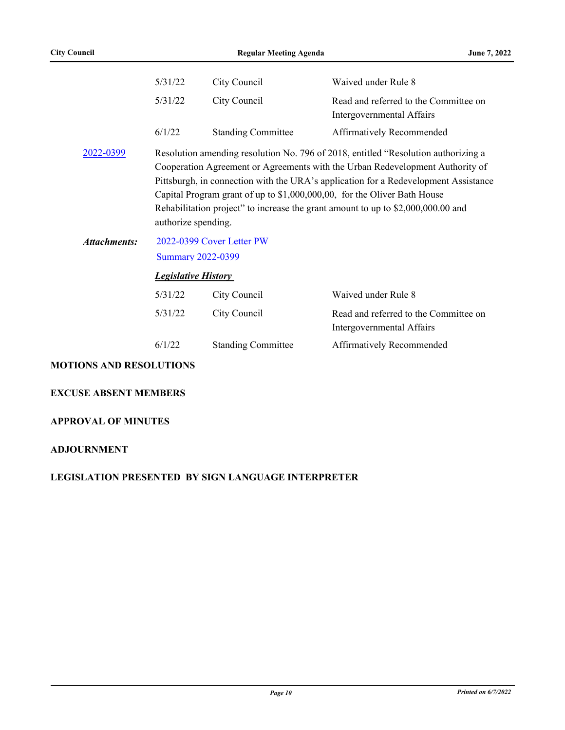| | | |
|---|---|---|
| 5/31/22 | City Council | Waived under Rule 8 |
| 5/31/22 | City Council | Read and referred to the Committee on Intergovernmental Affairs |
| 6/1/22 | Standing Committee | Affirmatively Recommended |

[2022-0399](2022-0399) Resolution amending resolution No. 796 of 2018, entitled "Resolution authorizing a Cooperation Agreement or Agreements with the Urban Redevelopment Authority of Pittsburgh, in connection with the URA's application for a Redevelopment Assistance Capital Program grant of up to $1,000,000,00, for the Oliver Bath House Rehabilitation project" to increase the grant amount to up to $2,000,000.00 and authorize spending.

***Attachments:*** 2022-0399 Cover Letter PW
Summary 2022-0399

***Legislative History***

| | | |
|---|---|---|
| 5/31/22 | City Council | Waived under Rule 8 |
| 5/31/22 | City Council | Read and referred to the Committee on Intergovernmental Affairs |
| 6/1/22 | Standing Committee | Affirmatively Recommended |

**MOTIONS AND RESOLUTIONS**

**EXCUSE ABSENT MEMBERS**

**APPROVAL OF MINUTES**

**ADJOURNMENT**

**LEGISLATION PRESENTED BY SIGN LANGUAGE INTERPRETER**